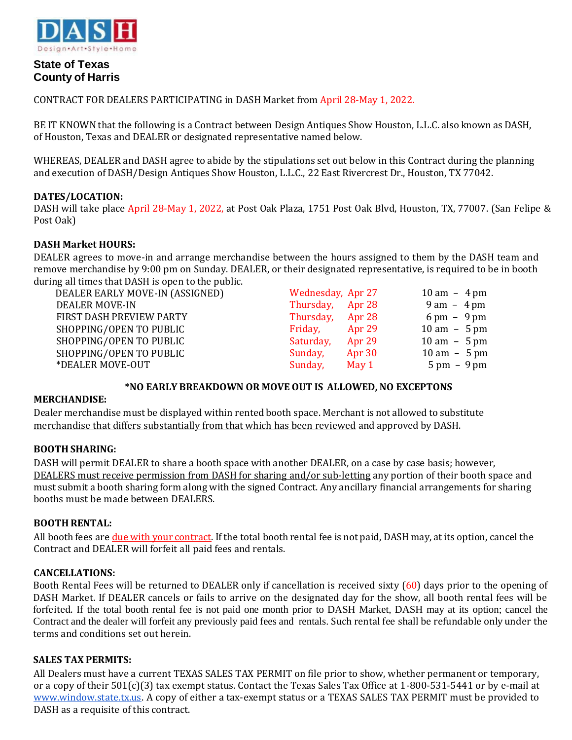DASH

Design•Art•Style•Home

**State of Texas**
**County of Harris**

CONTRACT FOR DEALERS PARTICIPATING in DASH Market from April 28-May 1, 2022.

BE IT KNOWN that the following is a Contract between Design Antiques Show Houston, L.L.C. also known as DASH, of Houston, Texas and DEALER or designated representative named below.

WHEREAS, DEALER and DASH agree to abide by the stipulations set out below in this Contract during the planning and execution of DASH/Design Antiques Show Houston, L.L.C., 22 East Rivercrest Dr., Houston, TX 77042.

**DATES/LOCATION:**
DASH will take place April 28-May 1, 2022, at Post Oak Plaza, 1751 Post Oak Blvd, Houston, TX, 77007. (San Felipe & Post Oak)

**DASH Market HOURS:**
DEALER agrees to move-in and arrange merchandise between the hours assigned to them by the DASH team and remove merchandise by 9:00 pm on Sunday. DEALER, or their designated representative, is required to be in booth during all times that DASH is open to the public.

| | | | |
|---|---|---|---|
| DEALER EARLY MOVE-IN (ASSIGNED) | Wednesday, | Apr 27 | 10 am – 4 pm |
| DEALER MOVE-IN | Thursday, | Apr 28 | 9 am – 4 pm |
| FIRST DASH PREVIEW PARTY | Thursday, | Apr 28 | 6 pm – 9 pm |
| SHOPPING/OPEN TO PUBLIC | Friday, | Apr 29 | 10 am – 5 pm |
| SHOPPING/OPEN TO PUBLIC | Saturday, | Apr 29 | 10 am – 5 pm |
| SHOPPING/OPEN TO PUBLIC | Sunday, | Apr 30 | 10 am – 5 pm |
| *DEALER MOVE-OUT | Sunday, | May 1 | 5 pm – 9 pm |

**\*NO EARLY BREAKDOWN OR MOVE OUT IS ALLOWED, NO EXCEPTONS**

**MERCHANDISE:**
Dealer merchandise must be displayed within rented booth space. Merchant is not allowed to substitute merchandise that differs substantially from that which has been reviewed and approved by DASH.

**BOOTH SHARING:**
DASH will permit DEALER to share a booth space with another DEALER, on a case by case basis; however, DEALERS must receive permission from DASH for sharing and/or sub-letting any portion of their booth space and must submit a booth sharing form along with the signed Contract. Any ancillary financial arrangements for sharing booths must be made between DEALERS.

**BOOTH RENTAL:**
All booth fees are due with your contract. If the total booth rental fee is not paid, DASH may, at its option, cancel the Contract and DEALER will forfeit all paid fees and rentals.

**CANCELLATIONS:**
Booth Rental Fees will be returned to DEALER only if cancellation is received sixty (60) days prior to the opening of DASH Market. If DEALER cancels or fails to arrive on the designated day for the show, all booth rental fees will be forfeited. If the total booth rental fee is not paid one month prior to DASH Market, DASH may at its option; cancel the Contract and the dealer will forfeit any previously paid fees and rentals. Such rental fee shall be refundable only under the terms and conditions set out herein.

**SALES TAX PERMITS:**
All Dealers must have a current TEXAS SALES TAX PERMIT on file prior to show, whether permanent or temporary, or a copy of their 501(c)(3) tax exempt status. Contact the Texas Sales Tax Office at 1-800-531-5441 or by e-mail at www.window.state.tx.us. A copy of either a tax-exempt status or a TEXAS SALES TAX PERMIT must be provided to DASH as a requisite of this contract.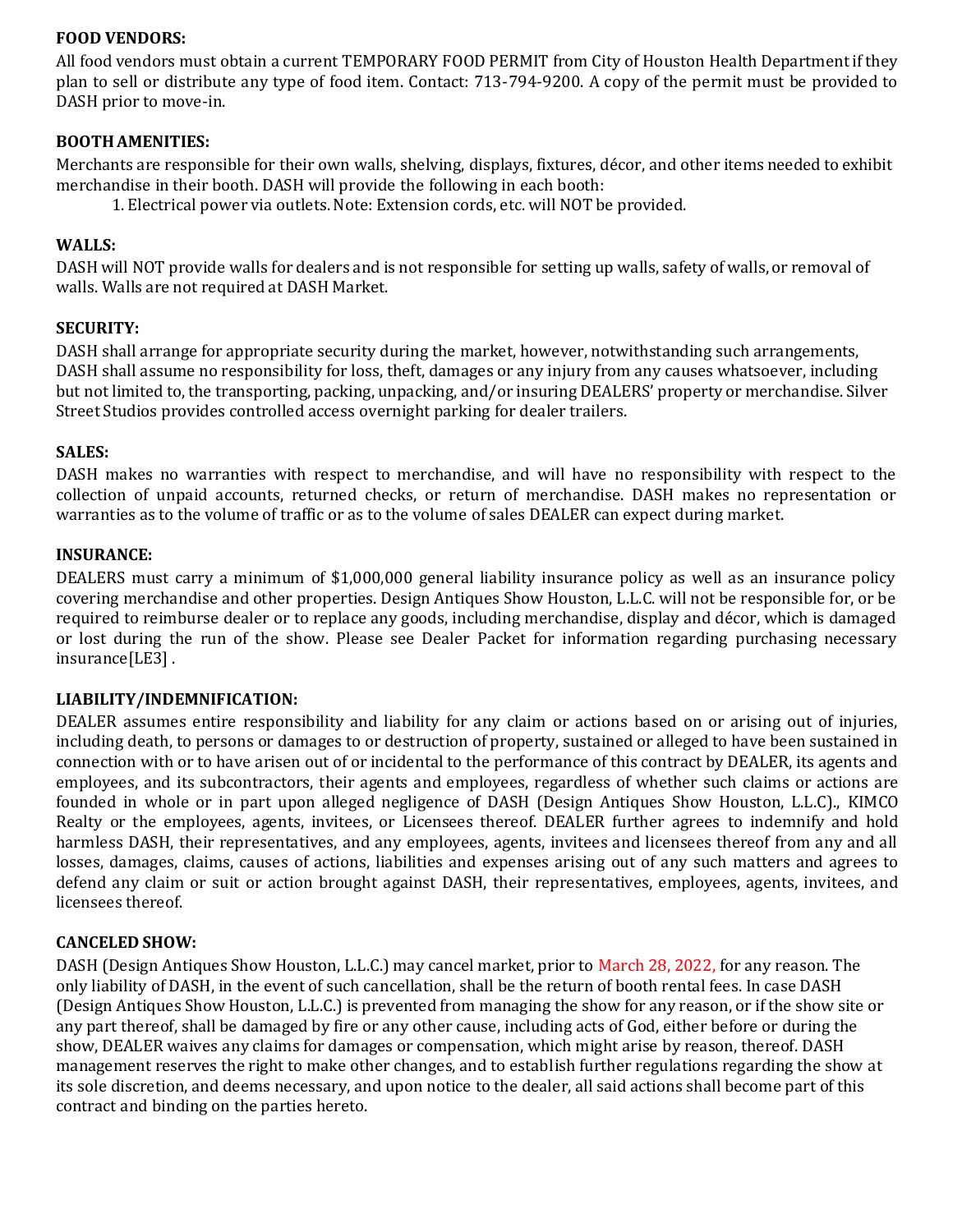**FOOD VENDORS:**

All food vendors must obtain a current TEMPORARY FOOD PERMIT from City of Houston Health Department if they plan to sell or distribute any type of food item. Contact: 713-794-9200. A copy of the permit must be provided to DASH prior to move-in.

**BOOTH AMENITIES:**

Merchants are responsible for their own walls, shelving, displays, fixtures, décor, and other items needed to exhibit merchandise in their booth. DASH will provide the following in each booth:

1. Electrical power via outlets. Note: Extension cords, etc. will NOT be provided.

**WALLS:**

DASH will NOT provide walls for dealers and is not responsible for setting up walls, safety of walls, or removal of walls. Walls are not required at DASH Market.

**SECURITY:**

DASH shall arrange for appropriate security during the market, however, notwithstanding such arrangements, DASH shall assume no responsibility for loss, theft, damages or any injury from any causes whatsoever, including but not limited to, the transporting, packing, unpacking, and/or insuring DEALERS' property or merchandise. Silver Street Studios provides controlled access overnight parking for dealer trailers.

**SALES:**

DASH makes no warranties with respect to merchandise, and will have no responsibility with respect to the collection of unpaid accounts, returned checks, or return of merchandise. DASH makes no representation or warranties as to the volume of traffic or as to the volume of sales DEALER can expect during market.

**INSURANCE:**

DEALERS must carry a minimum of $1,000,000 general liability insurance policy as well as an insurance policy covering merchandise and other properties. Design Antiques Show Houston, L.L.C. will not be responsible for, or be required to reimburse dealer or to replace any goods, including merchandise, display and décor, which is damaged or lost during the run of the show. Please see Dealer Packet for information regarding purchasing necessary insurance[LE3] .

**LIABILITY/INDEMNIFICATION:**

DEALER assumes entire responsibility and liability for any claim or actions based on or arising out of injuries, including death, to persons or damages to or destruction of property, sustained or alleged to have been sustained in connection with or to have arisen out of or incidental to the performance of this contract by DEALER, its agents and employees, and its subcontractors, their agents and employees, regardless of whether such claims or actions are founded in whole or in part upon alleged negligence of DASH (Design Antiques Show Houston, L.L.C)., KIMCO Realty or the employees, agents, invitees, or Licensees thereof. DEALER further agrees to indemnify and hold harmless DASH, their representatives, and any employees, agents, invitees and licensees thereof from any and all losses, damages, claims, causes of actions, liabilities and expenses arising out of any such matters and agrees to defend any claim or suit or action brought against DASH, their representatives, employees, agents, invitees, and licensees thereof.

**CANCELED SHOW:**

DASH (Design Antiques Show Houston, L.L.C.) may cancel market, prior to March 28, 2022, for any reason. The only liability of DASH, in the event of such cancellation, shall be the return of booth rental fees. In case DASH (Design Antiques Show Houston, L.L.C.) is prevented from managing the show for any reason, or if the show site or any part thereof, shall be damaged by fire or any other cause, including acts of God, either before or during the show, DEALER waives any claims for damages or compensation, which might arise by reason, thereof. DASH management reserves the right to make other changes, and to establish further regulations regarding the show at its sole discretion, and deems necessary, and upon notice to the dealer, all said actions shall become part of this contract and binding on the parties hereto.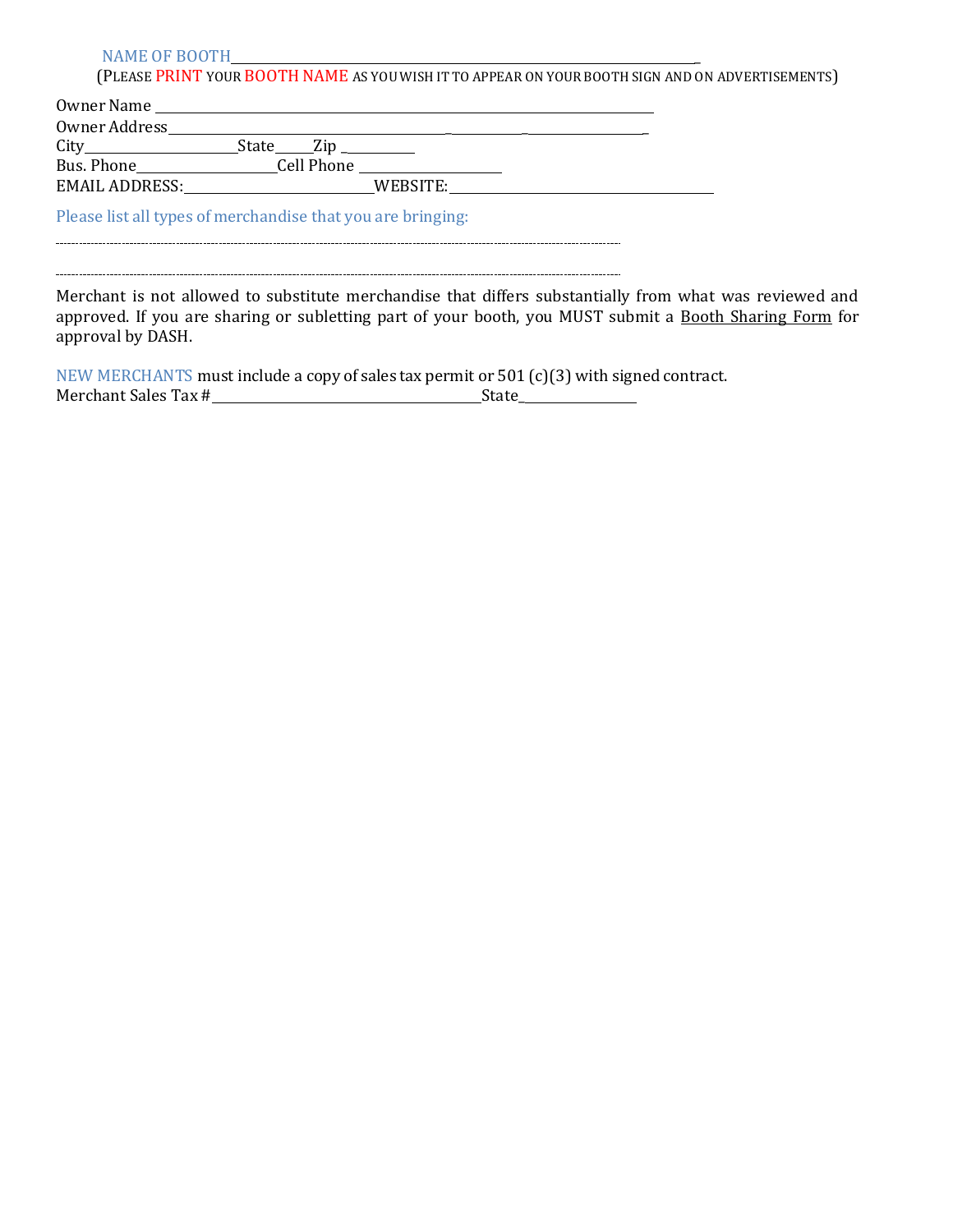NAME OF BOOTH_______________________________________________________________

(PLEASE PRINT YOUR BOOTH NAME AS YOU WISH IT TO APPEAR ON YOUR BOOTH SIGN AND ON ADVERTISEMENTS)

Owner Name ____________________________________________________________

Owner Address __________________________________________________________

City____________________State_____Zip __________

Bus. Phone__________________Cell Phone __________________

EMAIL ADDRESS:________________________WEBSITE:____________________________

Please list all types of merchandise that you are bringing:

--------------------------------------------------------------------------------------------------------------------------------

--------------------------------------------------------------------------------------------------------------------------------

Merchant is not allowed to substitute merchandise that differs substantially from what was reviewed and approved. If you are sharing or subletting part of your booth, you MUST submit a Booth Sharing Form for approval by DASH.

NEW MERCHANTS must include a copy of sales tax permit or 501 (c)(3) with signed contract.

Merchant Sales Tax #_________________________________State_______________